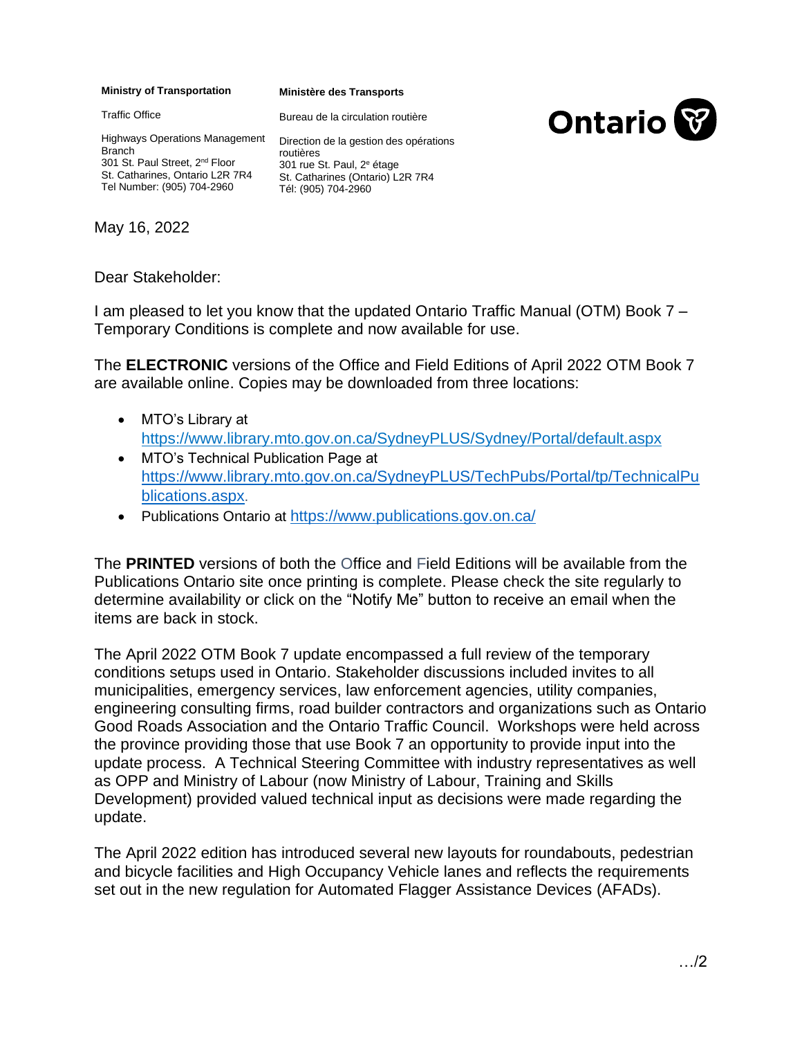| **Ministry of Transportation** | **Ministère des Transports** |
|---|---|
| Traffic Office | Bureau de la circulation routière |
| Highways Operations Management Branch<br>301 St. Paul Street, 2nd Floor<br>St. Catharines, Ontario L2R 7R4<br>Tel Number: (905) 704-2960 | Direction de la gestion des opérations routières<br>301 rue St. Paul, 2e étage<br>St. Catharines (Ontario) L2R 7R4<br>Tél: (905) 704-2960 |

Ontario

May 16, 2022

Dear Stakeholder:

I am pleased to let you know that the updated Ontario Traffic Manual (OTM) Book 7 – Temporary Conditions is complete and now available for use.

The **ELECTRONIC** versions of the Office and Field Editions of April 2022 OTM Book 7 are available online. Copies may be downloaded from three locations:

- MTO's Library at https://www.library.mto.gov.on.ca/SydneyPLUS/Sydney/Portal/default.aspx
- MTO's Technical Publication Page at https://www.library.mto.gov.on.ca/SydneyPLUS/TechPubs/Portal/tp/TechnicalPublications.aspx.
- Publications Ontario at https://www.publications.gov.on.ca/

The **PRINTED** versions of both the Office and Field Editions will be available from the Publications Ontario site once printing is complete. Please check the site regularly to determine availability or click on the "Notify Me" button to receive an email when the items are back in stock.

The April 2022 OTM Book 7 update encompassed a full review of the temporary conditions setups used in Ontario. Stakeholder discussions included invites to all municipalities, emergency services, law enforcement agencies, utility companies, engineering consulting firms, road builder contractors and organizations such as Ontario Good Roads Association and the Ontario Traffic Council. Workshops were held across the province providing those that use Book 7 an opportunity to provide input into the update process. A Technical Steering Committee with industry representatives as well as OPP and Ministry of Labour (now Ministry of Labour, Training and Skills Development) provided valued technical input as decisions were made regarding the update.

The April 2022 edition has introduced several new layouts for roundabouts, pedestrian and bicycle facilities and High Occupancy Vehicle lanes and reflects the requirements set out in the new regulation for Automated Flagger Assistance Devices (AFADs).

…/2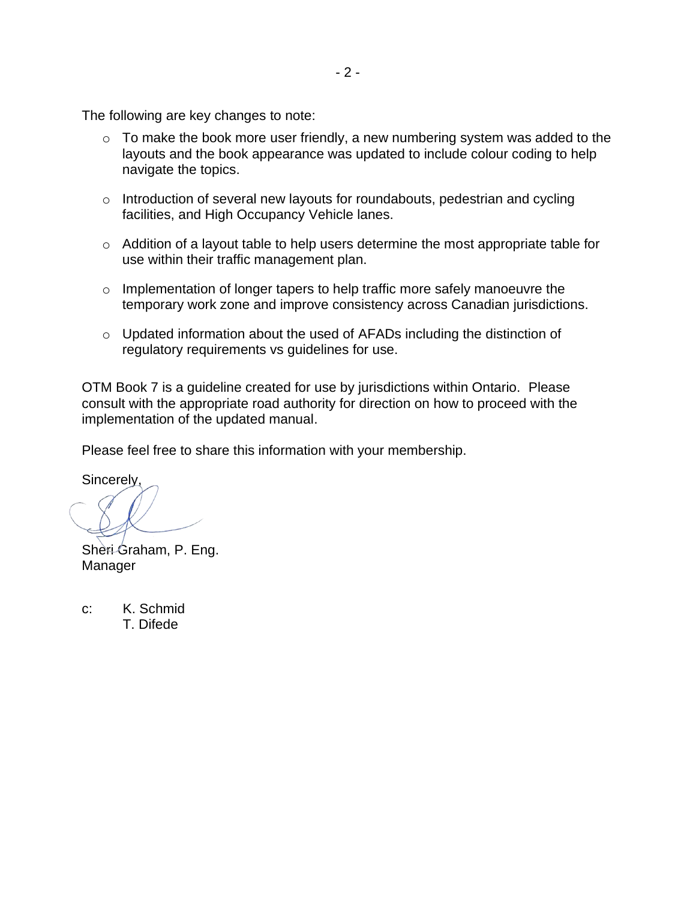The following are key changes to note:

- To make the book more user friendly, a new numbering system was added to the layouts and the book appearance was updated to include colour coding to help navigate the topics.
- Introduction of several new layouts for roundabouts, pedestrian and cycling facilities, and High Occupancy Vehicle lanes.
- Addition of a layout table to help users determine the most appropriate table for use within their traffic management plan.
- Implementation of longer tapers to help traffic more safely manoeuvre the temporary work zone and improve consistency across Canadian jurisdictions.
- Updated information about the used of AFADs including the distinction of regulatory requirements vs guidelines for use.

OTM Book 7 is a guideline created for use by jurisdictions within Ontario. Please consult with the appropriate road authority for direction on how to proceed with the implementation of the updated manual.

Please feel free to share this information with your membership.

Sincerely,

Sheri Graham, P. Eng.
Manager

c: K. Schmid
T. Difede